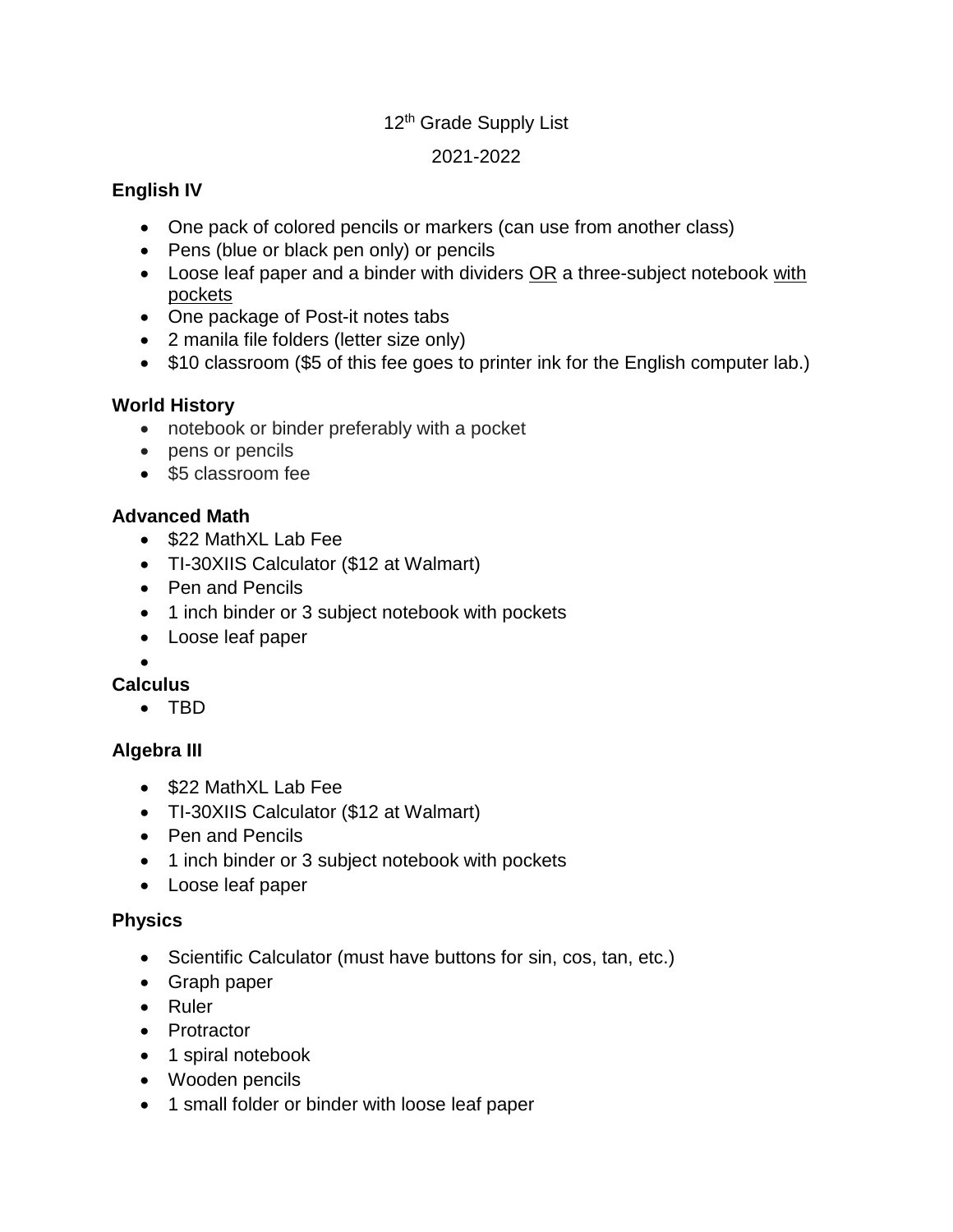12th Grade Supply List

2021-2022

**English IV**

- One pack of colored pencils or markers (can use from another class)
- Pens (blue or black pen only) or pencils
- Loose leaf paper and a binder with dividers OR a three-subject notebook with pockets
- One package of Post-it notes tabs
- 2 manila file folders (letter size only)
- $10 classroom ($5 of this fee goes to printer ink for the English computer lab.)

**World History**

- notebook or binder preferably with a pocket
- pens or pencils
- $5 classroom fee

**Advanced Math**

- $22 MathXL Lab Fee
- TI-30XIIS Calculator ($12 at Walmart)
- Pen and Pencils
- 1 inch binder or 3 subject notebook with pockets
- Loose leaf paper

**Calculus**

- TBD

**Algebra III**

- $22 MathXL Lab Fee
- TI-30XIIS Calculator ($12 at Walmart)
- Pen and Pencils
- 1 inch binder or 3 subject notebook with pockets
- Loose leaf paper

**Physics**

- Scientific Calculator (must have buttons for sin, cos, tan, etc.)
- Graph paper
- Ruler
- Protractor
- 1 spiral notebook
- Wooden pencils
- 1 small folder or binder with loose leaf paper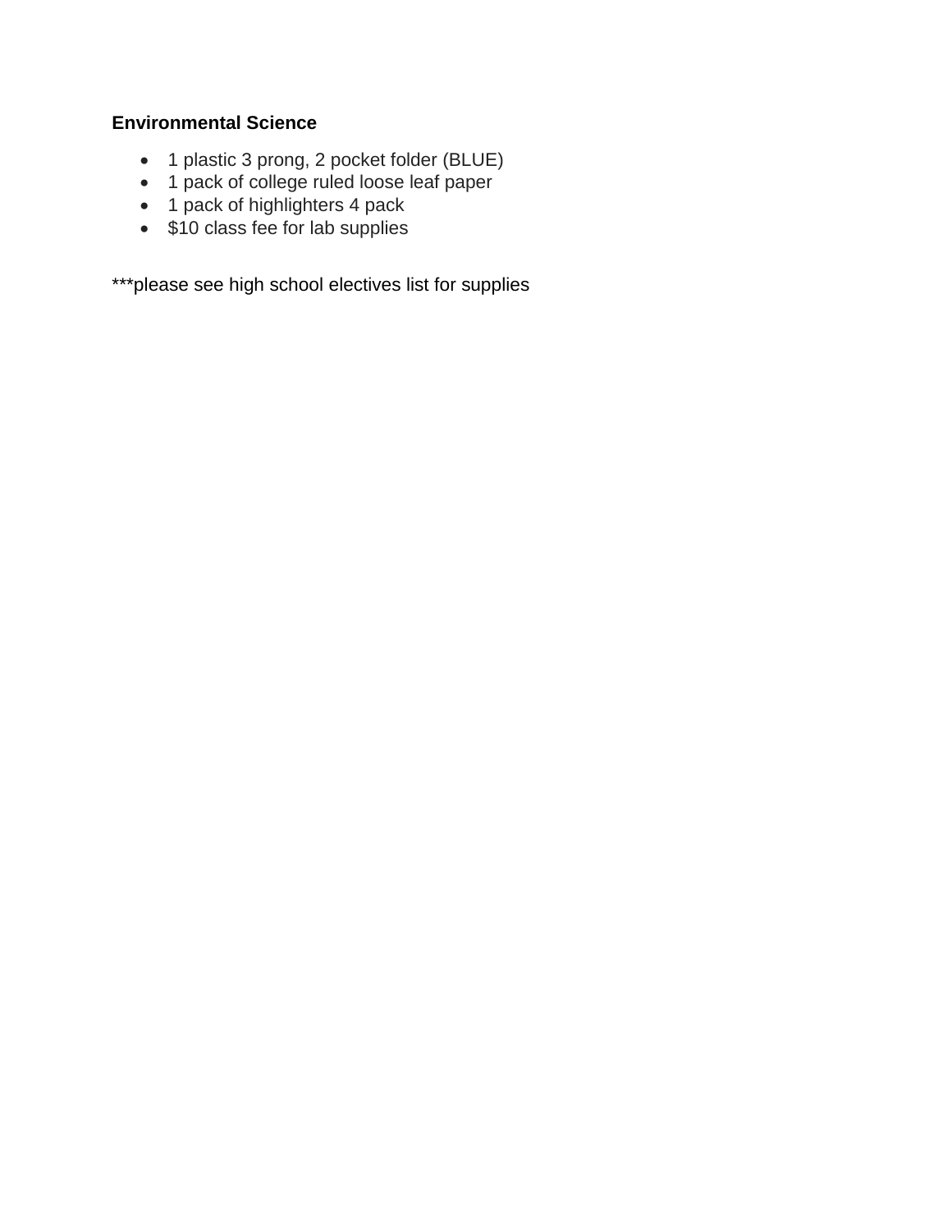**Environmental Science**

- 1 plastic 3 prong, 2 pocket folder (BLUE)
- 1 pack of college ruled loose leaf paper
- 1 pack of highlighters 4 pack
- $10 class fee for lab supplies

***please see high school electives list for supplies